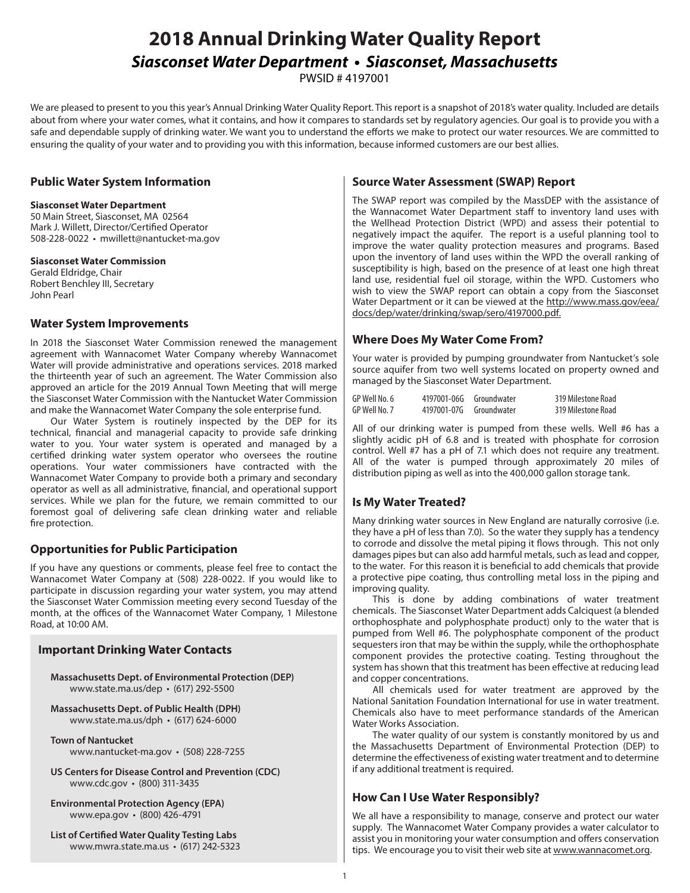# 2018 Annual Drinking Water Quality Report

## *Siasconset Water Department • Siasconset, Massachusetts*

PWSID # 4197001

We are pleased to present to you this year's Annual Drinking Water Quality Report. This report is a snapshot of 2018's water quality. Included are details about from where your water comes, what it contains, and how it compares to standards set by regulatory agencies. Our goal is to provide you with a safe and dependable supply of drinking water. We want you to understand the efforts we make to protect our water resources. We are committed to ensuring the quality of your water and to providing you with this information, because informed customers are our best allies.

### Public Water System Information

**Siasconset Water Department**
50 Main Street, Siasconset, MA 02564
Mark J. Willett, Director/Certified Operator
508-228-0022 • mwillett@nantucket-ma.gov

**Siasconset Water Commission**
Gerald Eldridge, Chair
Robert Benchley III, Secretary
John Pearl

### Water System Improvements

In 2018 the Siasconset Water Commission renewed the management agreement with Wannacomet Water Company whereby Wannacomet Water will provide administrative and operations services. 2018 marked the thirteenth year of such an agreement. The Water Commission also approved an article for the 2019 Annual Town Meeting that will merge the Siasconset Water Commission with the Nantucket Water Commission and make the Wannacomet Water Company the sole enterprise fund.

Our Water System is routinely inspected by the DEP for its technical, financial and managerial capacity to provide safe drinking water to you. Your water system is operated and managed by a certified drinking water system operator who oversees the routine operations. Your water commissioners have contracted with the Wannacomet Water Company to provide both a primary and secondary operator as well as all administrative, financial, and operational support services. While we plan for the future, we remain committed to our foremost goal of delivering safe clean drinking water and reliable fire protection.

### Opportunities for Public Participation

If you have any questions or comments, please feel free to contact the Wannacomet Water Company at (508) 228-0022. If you would like to participate in discussion regarding your water system, you may attend the Siasconset Water Commission meeting every second Tuesday of the month, at the offices of the Wannacomet Water Company, 1 Milestone Road, at 10:00 AM.

### Important Drinking Water Contacts

**Massachusetts Dept. of Environmental Protection (DEP)**
www.state.ma.us/dep • (617) 292-5500

**Massachusetts Dept. of Public Health (DPH)**
www.state.ma.us/dph • (617) 624-6000

**Town of Nantucket**
www.nantucket-ma.gov • (508) 228-7255

**US Centers for Disease Control and Prevention (CDC)**
www.cdc.gov • (800) 311-3435

**Environmental Protection Agency (EPA)**
www.epa.gov • (800) 426-4791

**List of Certified Water Quality Testing Labs**
www.mwra.state.ma.us • (617) 242-5323

### Source Water Assessment (SWAP) Report

The SWAP report was compiled by the MassDEP with the assistance of the Wannacomet Water Department staff to inventory land uses with the Wellhead Protection District (WPD) and assess their potential to negatively impact the aquifer. The report is a useful planning tool to improve the water quality protection measures and programs. Based upon the inventory of land uses within the WPD the overall ranking of susceptibility is high, based on the presence of at least one high threat land use, residential fuel oil storage, within the WPD. Customers who wish to view the SWAP report can obtain a copy from the Siasconset Water Department or it can be viewed at the http://www.mass.gov/eea/docs/dep/water/drinking/swap/sero/4197000.pdf.

### Where Does My Water Come From?

Your water is provided by pumping groundwater from Nantucket's sole source aquifer from two well systems located on property owned and managed by the Siasconset Water Department.

| | | | |
|---|---|---|---|
| GP Well No. 6 | 4197001-06G | Groundwater | 319 Milestone Road |
| GP Well No. 7 | 4197001-07G | Groundwater | 319 Milestone Road |

All of our drinking water is pumped from these wells. Well #6 has a slightly acidic pH of 6.8 and is treated with phosphate for corrosion control. Well #7 has a pH of 7.1 which does not require any treatment. All of the water is pumped through approximately 20 miles of distribution piping as well as into the 400,000 gallon storage tank.

### Is My Water Treated?

Many drinking water sources in New England are naturally corrosive (i.e. they have a pH of less than 7.0). So the water they supply has a tendency to corrode and dissolve the metal piping it flows through. This not only damages pipes but can also add harmful metals, such as lead and copper, to the water. For this reason it is beneficial to add chemicals that provide a protective pipe coating, thus controlling metal loss in the piping and improving quality.

This is done by adding combinations of water treatment chemicals. The Siasconset Water Department adds Calciquest (a blended orthophosphate and polyphosphate product) only to the water that is pumped from Well #6. The polyphosphate component of the product sequesters iron that may be within the supply, while the orthophosphate component provides the protective coating. Testing throughout the system has shown that this treatment has been effective at reducing lead and copper concentrations.

All chemicals used for water treatment are approved by the National Sanitation Foundation International for use in water treatment. Chemicals also have to meet performance standards of the American Water Works Association.

The water quality of our system is constantly monitored by us and the Massachusetts Department of Environmental Protection (DEP) to determine the effectiveness of existing water treatment and to determine if any additional treatment is required.

### How Can I Use Water Responsibly?

We all have a responsibility to manage, conserve and protect our water supply. The Wannacomet Water Company provides a water calculator to assist you in monitoring your water consumption and offers conservation tips. We encourage you to visit their web site at www.wannacomet.org.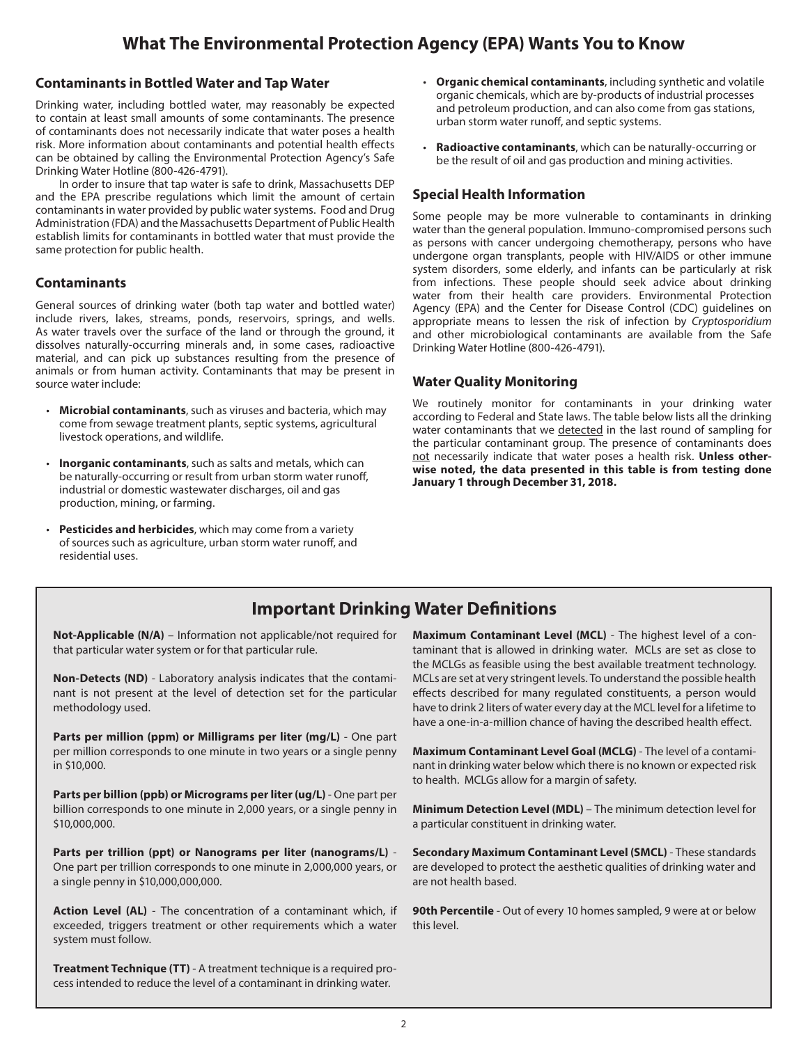# What The Environmental Protection Agency (EPA) Wants You to Know

## Contaminants in Bottled Water and Tap Water

Drinking water, including bottled water, may reasonably be expected to contain at least small amounts of some contaminants. The presence of contaminants does not necessarily indicate that water poses a health risk. More information about contaminants and potential health effects can be obtained by calling the Environmental Protection Agency's Safe Drinking Water Hotline (800-426-4791).

In order to insure that tap water is safe to drink, Massachusetts DEP and the EPA prescribe regulations which limit the amount of certain contaminants in water provided by public water systems. Food and Drug Administration (FDA) and the Massachusetts Department of Public Health establish limits for contaminants in bottled water that must provide the same protection for public health.

## Contaminants

General sources of drinking water (both tap water and bottled water) include rivers, lakes, streams, ponds, reservoirs, springs, and wells. As water travels over the surface of the land or through the ground, it dissolves naturally-occurring minerals and, in some cases, radioactive material, and can pick up substances resulting from the presence of animals or from human activity. Contaminants that may be present in source water include:

- **Microbial contaminants**, such as viruses and bacteria, which may come from sewage treatment plants, septic systems, agricultural livestock operations, and wildlife.
- **Inorganic contaminants**, such as salts and metals, which can be naturally-occurring or result from urban storm water runoff, industrial or domestic wastewater discharges, oil and gas production, mining, or farming.
- **Pesticides and herbicides**, which may come from a variety of sources such as agriculture, urban storm water runoff, and residential uses.
- **Organic chemical contaminants**, including synthetic and volatile organic chemicals, which are by-products of industrial processes and petroleum production, and can also come from gas stations, urban storm water runoff, and septic systems.
- **Radioactive contaminants**, which can be naturally-occurring or be the result of oil and gas production and mining activities.

## Special Health Information

Some people may be more vulnerable to contaminants in drinking water than the general population. Immuno-compromised persons such as persons with cancer undergoing chemotherapy, persons who have undergone organ transplants, people with HIV/AIDS or other immune system disorders, some elderly, and infants can be particularly at risk from infections. These people should seek advice about drinking water from their health care providers. Environmental Protection Agency (EPA) and the Center for Disease Control (CDC) guidelines on appropriate means to lessen the risk of infection by *Cryptosporidium* and other microbiological contaminants are available from the Safe Drinking Water Hotline (800-426-4791).

## Water Quality Monitoring

We routinely monitor for contaminants in your drinking water according to Federal and State laws. The table below lists all the drinking water contaminants that we detected in the last round of sampling for the particular contaminant group. The presence of contaminants does not necessarily indicate that water poses a health risk. **Unless otherwise noted, the data presented in this table is from testing done January 1 through December 31, 2018.**

## Important Drinking Water Definitions

**Not-Applicable (N/A)** – Information not applicable/not required for that particular water system or for that particular rule.

**Non-Detects (ND)** - Laboratory analysis indicates that the contaminant is not present at the level of detection set for the particular methodology used.

**Parts per million (ppm) or Milligrams per liter (mg/L)** - One part per million corresponds to one minute in two years or a single penny in $10,000.

**Parts per billion (ppb) or Micrograms per liter (ug/L)** - One part per billion corresponds to one minute in 2,000 years, or a single penny in $10,000,000.

**Parts per trillion (ppt) or Nanograms per liter (nanograms/L)** - One part per trillion corresponds to one minute in 2,000,000 years, or a single penny in $10,000,000,000.

**Action Level (AL)** - The concentration of a contaminant which, if exceeded, triggers treatment or other requirements which a water system must follow.

**Treatment Technique (TT)** - A treatment technique is a required process intended to reduce the level of a contaminant in drinking water.

**Maximum Contaminant Level (MCL)** - The highest level of a contaminant that is allowed in drinking water. MCLs are set as close to the MCLGs as feasible using the best available treatment technology. MCLs are set at very stringent levels. To understand the possible health effects described for many regulated constituents, a person would have to drink 2 liters of water every day at the MCL level for a lifetime to have a one-in-a-million chance of having the described health effect.

**Maximum Contaminant Level Goal (MCLG)** - The level of a contaminant in drinking water below which there is no known or expected risk to health. MCLGs allow for a margin of safety.

**Minimum Detection Level (MDL)** – The minimum detection level for a particular constituent in drinking water.

**Secondary Maximum Contaminant Level (SMCL)** - These standards are developed to protect the aesthetic qualities of drinking water and are not health based.

**90th Percentile** - Out of every 10 homes sampled, 9 were at or below this level.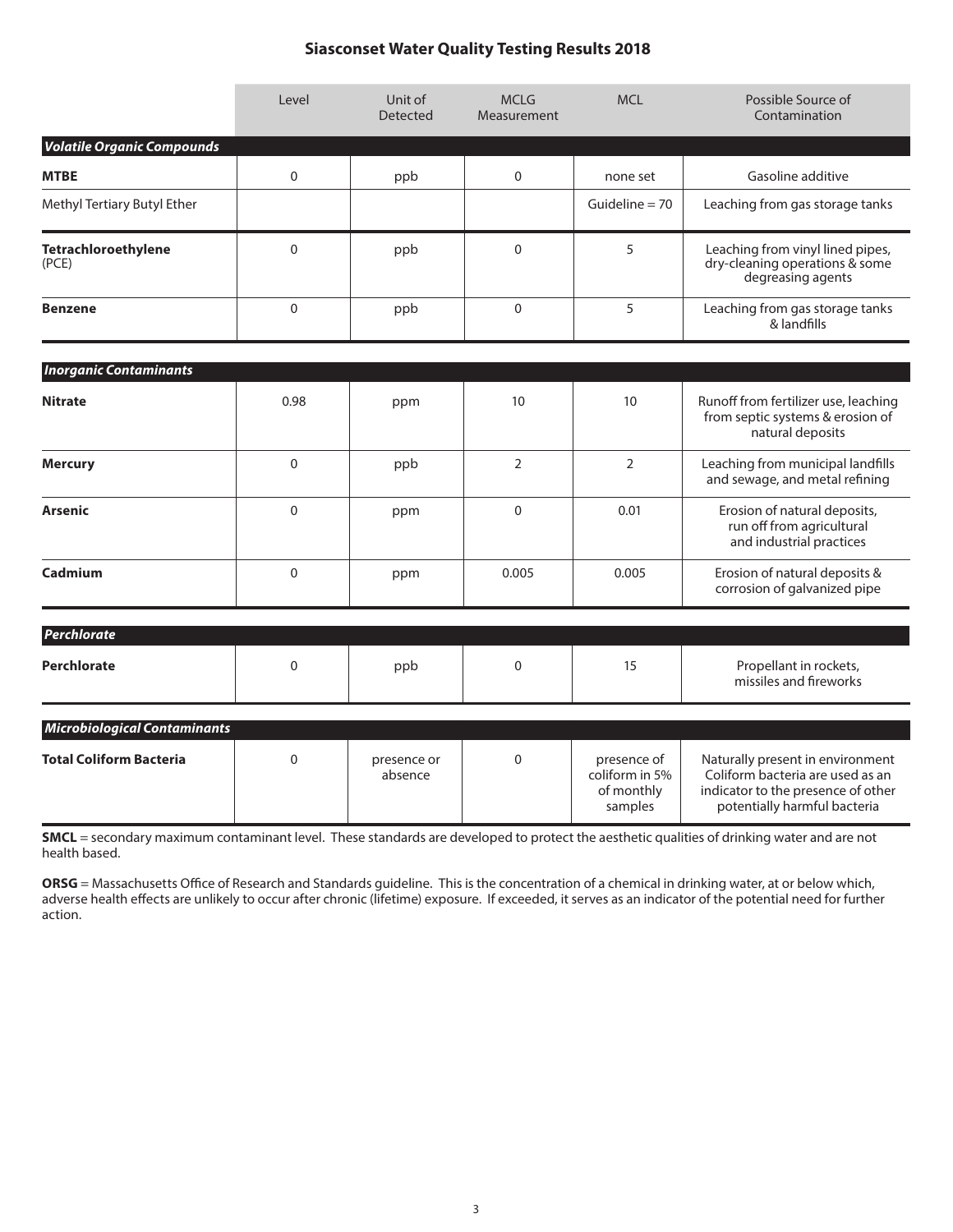# Siasconset Water Quality Testing Results 2018

| | Level | Unit of Detected | MCLG Measurement | MCL | Possible Source of Contamination |
|---|---|---|---|---|---|
| ***Volatile Organic Compounds*** | | | | | |
| **MTBE** | 0 | ppb | 0 | none set | Gasoline additive |
| Methyl Tertiary Butyl Ether | | | | Guideline = 70 | Leaching from gas storage tanks |
| **Tetrachloroethylene** (PCE) | 0 | ppb | 0 | 5 | Leaching from vinyl lined pipes, dry-cleaning operations & some degreasing agents |
| **Benzene** | 0 | ppb | 0 | 5 | Leaching from gas storage tanks & landfills |
| ***Inorganic Contaminants*** | | | | | |
| **Nitrate** | 0.98 | ppm | 10 | 10 | Runoff from fertilizer use, leaching from septic systems & erosion of natural deposits |
| **Mercury** | 0 | ppb | 2 | 2 | Leaching from municipal landfills and sewage, and metal refining |
| **Arsenic** | 0 | ppm | 0 | 0.01 | Erosion of natural deposits, run off from agricultural and industrial practices |
| **Cadmium** | 0 | ppm | 0.005 | 0.005 | Erosion of natural deposits & corrosion of galvanized pipe |
| ***Perchlorate*** | | | | | |
| **Perchlorate** | 0 | ppb | 0 | 15 | Propellant in rockets, missiles and fireworks |
| ***Microbiological Contaminants*** | | | | | |
| **Total Coliform Bacteria** | 0 | presence or absence | 0 | presence of coliform in 5% of monthly samples | Naturally present in environment Coliform bacteria are used as an indicator to the presence of other potentially harmful bacteria |

**SMCL** = secondary maximum contaminant level. These standards are developed to protect the aesthetic qualities of drinking water and are not health based.

**ORSG** = Massachusetts Office of Research and Standards guideline. This is the concentration of a chemical in drinking water, at or below which, adverse health effects are unlikely to occur after chronic (lifetime) exposure. If exceeded, it serves as an indicator of the potential need for further action.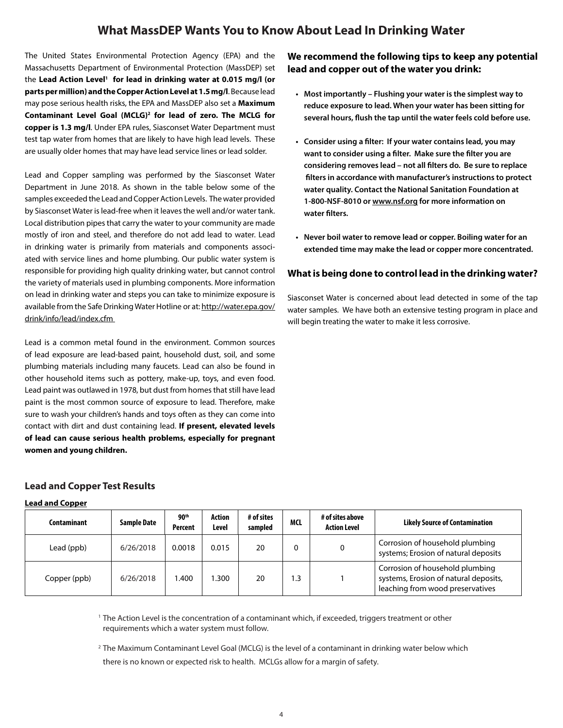# What MassDEP Wants You to Know About Lead In Drinking Water

The United States Environmental Protection Agency (EPA) and the Massachusetts Department of Environmental Protection (MassDEP) set the **Lead Action Level[1] for lead in drinking water at 0.015 mg/l (or parts per million) and the Copper Action Level at 1.5 mg/l**. Because lead may pose serious health risks, the EPA and MassDEP also set a **Maximum Contaminant Level Goal (MCLG)[2] for lead of zero. The MCLG for copper is 1.3 mg/l**. Under EPA rules, Siasconset Water Department must test tap water from homes that are likely to have high lead levels. These are usually older homes that may have lead service lines or lead solder.

Lead and Copper sampling was performed by the Siasconset Water Department in June 2018. As shown in the table below some of the samples exceeded the Lead and Copper Action Levels. The water provided by Siasconset Water is lead-free when it leaves the well and/or water tank. Local distribution pipes that carry the water to your community are made mostly of iron and steel, and therefore do not add lead to water. Lead in drinking water is primarily from materials and components associated with service lines and home plumbing. Our public water system is responsible for providing high quality drinking water, but cannot control the variety of materials used in plumbing components. More information on lead in drinking water and steps you can take to minimize exposure is available from the Safe Drinking Water Hotline or at: http://water.epa.gov/drink/info/lead/index.cfm

Lead is a common metal found in the environment. Common sources of lead exposure are lead-based paint, household dust, soil, and some plumbing materials including many faucets. Lead can also be found in other household items such as pottery, make-up, toys, and even food. Lead paint was outlawed in 1978, but dust from homes that still have lead paint is the most common source of exposure to lead. Therefore, make sure to wash your children's hands and toys often as they can come into contact with dirt and dust containing lead. **If present, elevated levels of lead can cause serious health problems, especially for pregnant women and young children.**

### We recommend the following tips to keep any potential lead and copper out of the water you drink:

- **Most importantly – Flushing your water is the simplest way to reduce exposure to lead. When your water has been sitting for several hours, flush the tap until the water feels cold before use.**
- **Consider using a filter: If your water contains lead, you may want to consider using a filter. Make sure the filter you are considering removes lead – not all filters do. Be sure to replace filters in accordance with manufacturer's instructions to protect water quality. Contact the National Sanitation Foundation at 1-800-NSF-8010 or www.nsf.org for more information on water filters.**
- **Never boil water to remove lead or copper. Boiling water for an extended time may make the lead or copper more concentrated.**

### What is being done to control lead in the drinking water?

Siasconset Water is concerned about lead detected in some of the tap water samples. We have both an extensive testing program in place and will begin treating the water to make it less corrosive.

## Lead and Copper Test Results

**Lead and Copper**

| Contaminant | Sample Date | 90th Percent | Action Level | # of sites sampled | MCL | # of sites above Action Level | Likely Source of Contamination |
|---|---|---|---|---|---|---|---|
| Lead (ppb) | 6/26/2018 | 0.0018 | 0.015 | 20 | 0 | 0 | Corrosion of household plumbing systems; Erosion of natural deposits |
| Copper (ppb) | 6/26/2018 | 1.400 | 1.300 | 20 | 1.3 | 1 | Corrosion of household plumbing systems, Erosion of natural deposits, leaching from wood preservatives |

[1] The Action Level is the concentration of a contaminant which, if exceeded, triggers treatment or other requirements which a water system must follow.

[2] The Maximum Contaminant Level Goal (MCLG) is the level of a contaminant in drinking water below which there is no known or expected risk to health. MCLGs allow for a margin of safety.